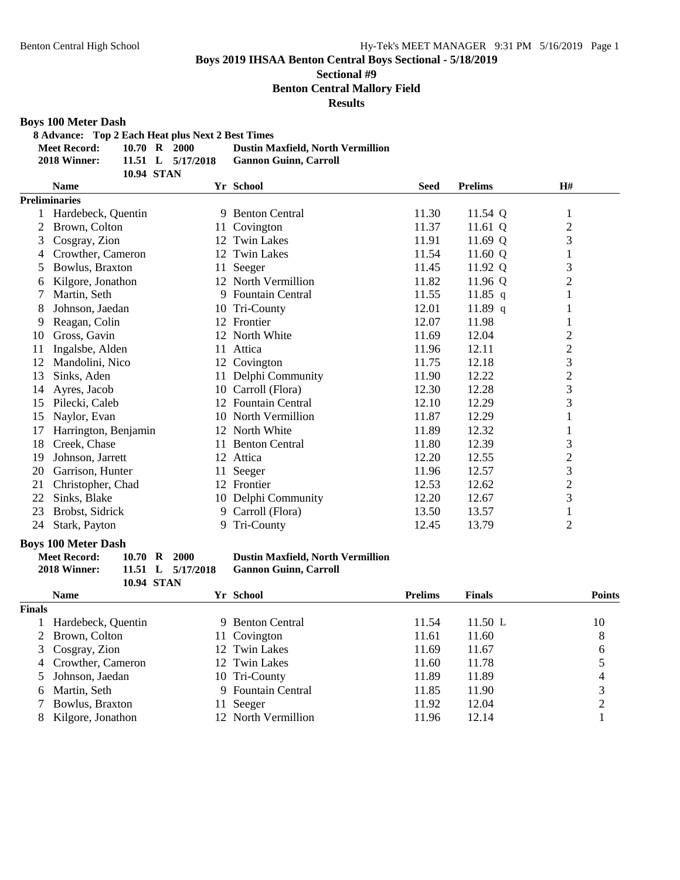## Boys 2019 IHSAA Benton Central Boys Sectional - 5/18/2019

### Sectional #9

### Benton Central Mallory Field

### Results

**Boys 100 Meter Dash**

**8 Advance: Top 2 Each Heat plus Next 2 Best Times**

| | | | | |
|---|---|---|---|---|
| **Meet Record:** | **10.70** | **R** | **2000** | **Dustin Maxfield, North Vermillion** |
| **2018 Winner:** | **11.51** | **L** | **5/17/2018** | **Gannon Guinn, Carroll** |
| | **10.94** | **STAN** | | |

| | Name | Yr | School | Seed | Prelims | | H# |
|---|---|---|---|---|---|---|---|
| **Preliminaries** | | | | | | | |
| 1 | Hardebeck, Quentin | 9 | Benton Central | 11.30 | 11.54 | Q | 1 |
| 2 | Brown, Colton | 11 | Covington | 11.37 | 11.61 | Q | 2 |
| 3 | Cosgray, Zion | 12 | Twin Lakes | 11.91 | 11.69 | Q | 3 |
| 4 | Crowther, Cameron | 12 | Twin Lakes | 11.54 | 11.60 | Q | 1 |
| 5 | Bowlus, Braxton | 11 | Seeger | 11.45 | 11.92 | Q | 3 |
| 6 | Kilgore, Jonathon | 12 | North Vermillion | 11.82 | 11.96 | Q | 2 |
| 7 | Martin, Seth | 9 | Fountain Central | 11.55 | 11.85 | q | 1 |
| 8 | Johnson, Jaedan | 10 | Tri-County | 12.01 | 11.89 | q | 1 |
| 9 | Reagan, Colin | 12 | Frontier | 12.07 | 11.98 | | 1 |
| 10 | Gross, Gavin | 12 | North White | 11.69 | 12.04 | | 2 |
| 11 | Ingalsbe, Alden | 11 | Attica | 11.96 | 12.11 | | 2 |
| 12 | Mandolini, Nico | 12 | Covington | 11.75 | 12.18 | | 3 |
| 13 | Sinks, Aden | 11 | Delphi Community | 11.90 | 12.22 | | 2 |
| 14 | Ayres, Jacob | 10 | Carroll (Flora) | 12.30 | 12.28 | | 3 |
| 15 | Pilecki, Caleb | 12 | Fountain Central | 12.10 | 12.29 | | 3 |
| 15 | Naylor, Evan | 10 | North Vermillion | 11.87 | 12.29 | | 1 |
| 17 | Harrington, Benjamin | 12 | North White | 11.89 | 12.32 | | 1 |
| 18 | Creek, Chase | 11 | Benton Central | 11.80 | 12.39 | | 3 |
| 19 | Johnson, Jarrett | 12 | Attica | 12.20 | 12.55 | | 2 |
| 20 | Garrison, Hunter | 11 | Seeger | 11.96 | 12.57 | | 3 |
| 21 | Christopher, Chad | 12 | Frontier | 12.53 | 12.62 | | 2 |
| 22 | Sinks, Blake | 10 | Delphi Community | 12.20 | 12.67 | | 3 |
| 23 | Brobst, Sidrick | 9 | Carroll (Flora) | 13.50 | 13.57 | | 1 |
| 24 | Stark, Payton | 9 | Tri-County | 12.45 | 13.79 | | 2 |

**Boys 100 Meter Dash**

| | | | | |
|---|---|---|---|---|
| **Meet Record:** | **10.70** | **R** | **2000** | **Dustin Maxfield, North Vermillion** |
| **2018 Winner:** | **11.51** | **L** | **5/17/2018** | **Gannon Guinn, Carroll** |
| | **10.94** | **STAN** | | |

| | Name | Yr | School | Prelims | Finals | | Points |
|---|---|---|---|---|---|---|---|
| **Finals** | | | | | | | |
| 1 | Hardebeck, Quentin | 9 | Benton Central | 11.54 | 11.50 | L | 10 |
| 2 | Brown, Colton | 11 | Covington | 11.61 | 11.60 | | 8 |
| 3 | Cosgray, Zion | 12 | Twin Lakes | 11.69 | 11.67 | | 6 |
| 4 | Crowther, Cameron | 12 | Twin Lakes | 11.60 | 11.78 | | 5 |
| 5 | Johnson, Jaedan | 10 | Tri-County | 11.89 | 11.89 | | 4 |
| 6 | Martin, Seth | 9 | Fountain Central | 11.85 | 11.90 | | 3 |
| 7 | Bowlus, Braxton | 11 | Seeger | 11.92 | 12.04 | | 2 |
| 8 | Kilgore, Jonathon | 12 | North Vermillion | 11.96 | 12.14 | | 1 |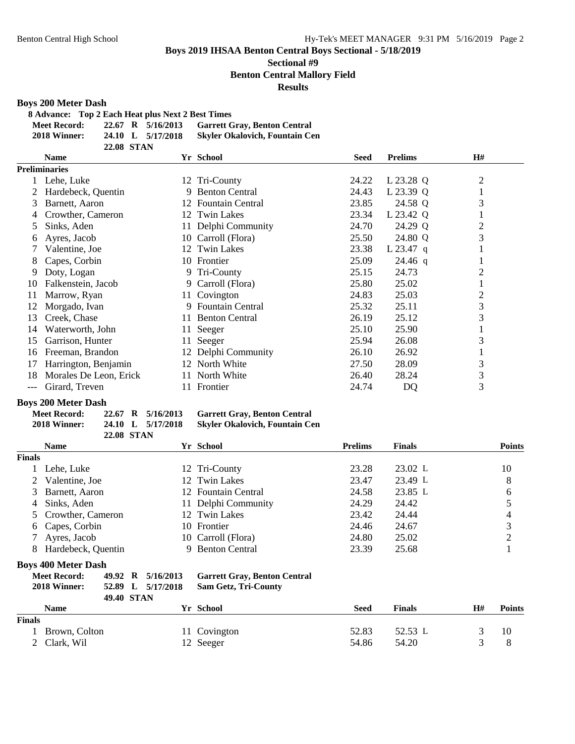## Boys 2019 IHSAA Benton Central Boys Sectional - 5/18/2019

**Sectional #9**

**Benton Central Mallory Field**

**Results**

### Boys 200 Meter Dash

**8 Advance: Top 2 Each Heat plus Next 2 Best Times**

| | | | | |
|---|---|---|---|---|
| **Meet Record:** | 22.67 | R | 5/16/2013 | Garrett Gray, Benton Central |
| **2018 Winner:** | 24.10 | L | 5/17/2018 | Skyler Okalovich, Fountain Cen |
| | 22.08 | STAN | | |

| | Name | Yr | School | Seed | Prelims | | H# |
|---|---|---|---|---|---|---|---|
| **Preliminaries** | | | | | | | |
| 1 | Lehe, Luke | 12 | Tri-County | 24.22 | L 23.28 | Q | 2 |
| 2 | Hardebeck, Quentin | 9 | Benton Central | 24.43 | L 23.39 | Q | 1 |
| 3 | Barnett, Aaron | 12 | Fountain Central | 23.85 | 24.58 | Q | 3 |
| 4 | Crowther, Cameron | 12 | Twin Lakes | 23.34 | L 23.42 | Q | 1 |
| 5 | Sinks, Aden | 11 | Delphi Community | 24.70 | 24.29 | Q | 2 |
| 6 | Ayres, Jacob | 10 | Carroll (Flora) | 25.50 | 24.80 | Q | 3 |
| 7 | Valentine, Joe | 12 | Twin Lakes | 23.38 | L 23.47 | q | 1 |
| 8 | Capes, Corbin | 10 | Frontier | 25.09 | 24.46 | q | 1 |
| 9 | Doty, Logan | 9 | Tri-County | 25.15 | 24.73 | | 2 |
| 10 | Falkenstein, Jacob | 9 | Carroll (Flora) | 25.80 | 25.02 | | 1 |
| 11 | Marrow, Ryan | 11 | Covington | 24.83 | 25.03 | | 2 |
| 12 | Morgado, Ivan | 9 | Fountain Central | 25.32 | 25.11 | | 3 |
| 13 | Creek, Chase | 11 | Benton Central | 26.19 | 25.12 | | 3 |
| 14 | Waterworth, John | 11 | Seeger | 25.10 | 25.90 | | 1 |
| 15 | Garrison, Hunter | 11 | Seeger | 25.94 | 26.08 | | 3 |
| 16 | Freeman, Brandon | 12 | Delphi Community | 26.10 | 26.92 | | 1 |
| 17 | Harrington, Benjamin | 12 | North White | 27.50 | 28.09 | | 3 |
| 18 | Morales De Leon, Erick | 11 | North White | 26.40 | 28.24 | | 3 |
| --- | Girard, Treven | 11 | Frontier | 24.74 | DQ | | 3 |

### Boys 200 Meter Dash

| | | | | |
|---|---|---|---|---|
| **Meet Record:** | 22.67 | R | 5/16/2013 | Garrett Gray, Benton Central |
| **2018 Winner:** | 24.10 | L | 5/17/2018 | Skyler Okalovich, Fountain Cen |
| | 22.08 | STAN | | |

| | Name | Yr | School | Prelims | Finals | Points |
|---|---|---|---|---|---|---|
| **Finals** | | | | | | |
| 1 | Lehe, Luke | 12 | Tri-County | 23.28 | 23.02 L | 10 |
| 2 | Valentine, Joe | 12 | Twin Lakes | 23.47 | 23.49 L | 8 |
| 3 | Barnett, Aaron | 12 | Fountain Central | 24.58 | 23.85 L | 6 |
| 4 | Sinks, Aden | 11 | Delphi Community | 24.29 | 24.42 | 5 |
| 5 | Crowther, Cameron | 12 | Twin Lakes | 23.42 | 24.44 | 4 |
| 6 | Capes, Corbin | 10 | Frontier | 24.46 | 24.67 | 3 |
| 7 | Ayres, Jacob | 10 | Carroll (Flora) | 24.80 | 25.02 | 2 |
| 8 | Hardebeck, Quentin | 9 | Benton Central | 23.39 | 25.68 | 1 |

### Boys 400 Meter Dash

| | | | | |
|---|---|---|---|---|
| **Meet Record:** | 49.92 | R | 5/16/2013 | Garrett Gray, Benton Central |
| **2018 Winner:** | 52.89 | L | 5/17/2018 | Sam Getz, Tri-County |
| | 49.40 | STAN | | |

| | Name | Yr | School | Seed | Finals | H# | Points |
|---|---|---|---|---|---|---|---|
| **Finals** | | | | | | | |
| 1 | Brown, Colton | 11 | Covington | 52.83 | 52.53 L | 3 | 10 |
| 2 | Clark, Wil | 12 | Seeger | 54.86 | 54.20 | 3 | 8 |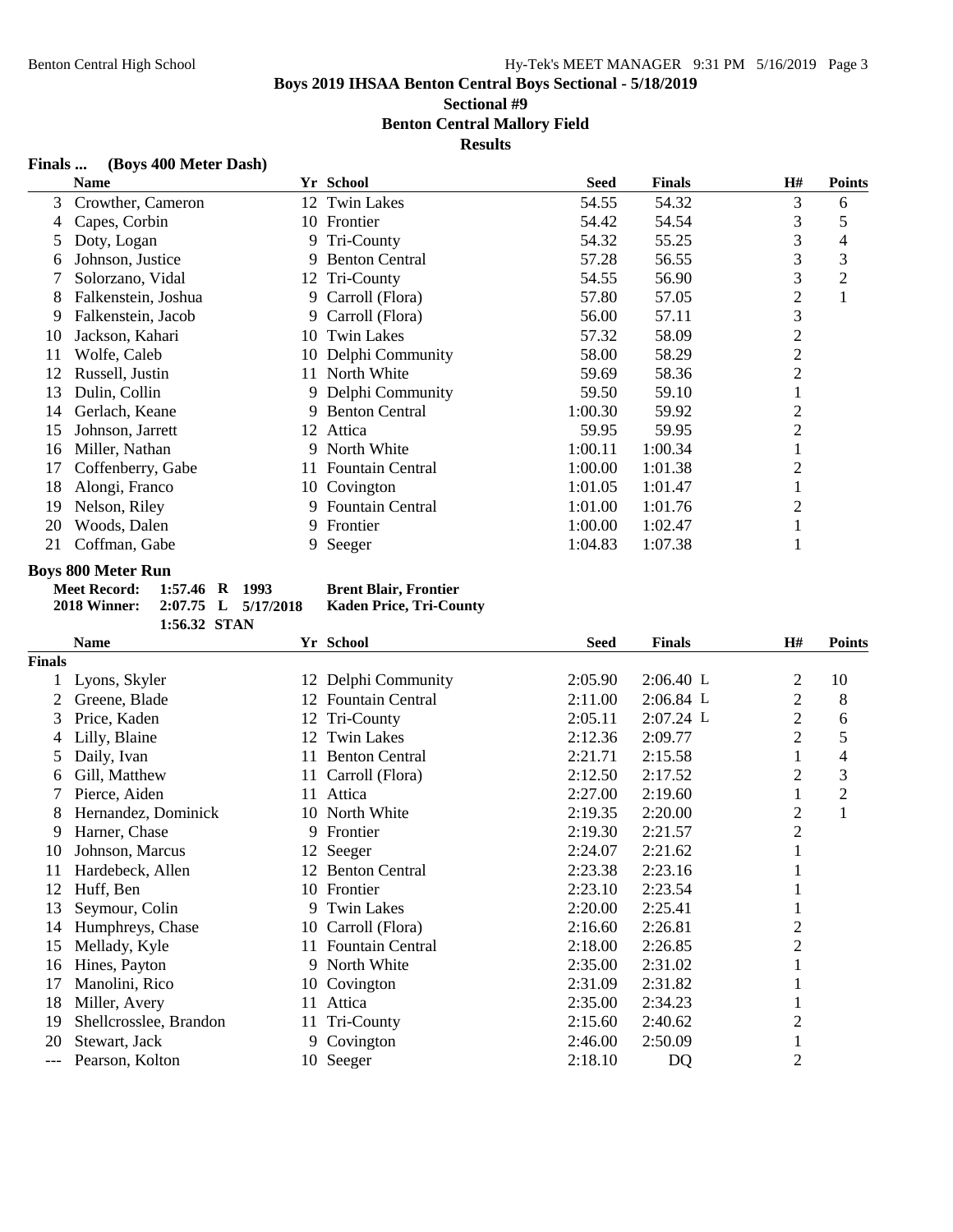**Boys 2019 IHSAA Benton Central Boys Sectional - 5/18/2019**

**Sectional #9**

**Benton Central Mallory Field**

**Results**

### Finals ... (Boys 400 Meter Dash)

| | Name | Yr | School | Seed | Finals | H# | Points |
|---|---|---|---|---|---|---|---|
| 3 | Crowther, Cameron | 12 | Twin Lakes | 54.55 | 54.32 | 3 | 6 |
| 4 | Capes, Corbin | 10 | Frontier | 54.42 | 54.54 | 3 | 5 |
| 5 | Doty, Logan | 9 | Tri-County | 54.32 | 55.25 | 3 | 4 |
| 6 | Johnson, Justice | 9 | Benton Central | 57.28 | 56.55 | 3 | 3 |
| 7 | Solorzano, Vidal | 12 | Tri-County | 54.55 | 56.90 | 3 | 2 |
| 8 | Falkenstein, Joshua | 9 | Carroll (Flora) | 57.80 | 57.05 | 2 | 1 |
| 9 | Falkenstein, Jacob | 9 | Carroll (Flora) | 56.00 | 57.11 | 3 | |
| 10 | Jackson, Kahari | 10 | Twin Lakes | 57.32 | 58.09 | 2 | |
| 11 | Wolfe, Caleb | 10 | Delphi Community | 58.00 | 58.29 | 2 | |
| 12 | Russell, Justin | 11 | North White | 59.69 | 58.36 | 2 | |
| 13 | Dulin, Collin | 9 | Delphi Community | 59.50 | 59.10 | 1 | |
| 14 | Gerlach, Keane | 9 | Benton Central | 1:00.30 | 59.92 | 2 | |
| 15 | Johnson, Jarrett | 12 | Attica | 59.95 | 59.95 | 2 | |
| 16 | Miller, Nathan | 9 | North White | 1:00.11 | 1:00.34 | 1 | |
| 17 | Coffenberry, Gabe | 11 | Fountain Central | 1:00.00 | 1:01.38 | 2 | |
| 18 | Alongi, Franco | 10 | Covington | 1:01.05 | 1:01.47 | 1 | |
| 19 | Nelson, Riley | 9 | Fountain Central | 1:01.00 | 1:01.76 | 2 | |
| 20 | Woods, Dalen | 9 | Frontier | 1:00.00 | 1:02.47 | 1 | |
| 21 | Coffman, Gabe | 9 | Seeger | 1:04.83 | 1:07.38 | 1 | |

### Boys 800 Meter Run

**Meet Record:** 1:57.46 **R** 1993 **Brent Blair, Frontier**
**2018 Winner:** 2:07.75 **L** 5/17/2018 **Kaden Price, Tri-County**
1:56.32 **STAN**

| | Name | Yr | School | Seed | Finals | H# | Points |
|---|---|---|---|---|---|---|---|
| **Finals** | | | | | | | |
| 1 | Lyons, Skyler | 12 | Delphi Community | 2:05.90 | 2:06.40 L | 2 | 10 |
| 2 | Greene, Blade | 12 | Fountain Central | 2:11.00 | 2:06.84 L | 2 | 8 |
| 3 | Price, Kaden | 12 | Tri-County | 2:05.11 | 2:07.24 L | 2 | 6 |
| 4 | Lilly, Blaine | 12 | Twin Lakes | 2:12.36 | 2:09.77 | 2 | 5 |
| 5 | Daily, Ivan | 11 | Benton Central | 2:21.71 | 2:15.58 | 1 | 4 |
| 6 | Gill, Matthew | 11 | Carroll (Flora) | 2:12.50 | 2:17.52 | 2 | 3 |
| 7 | Pierce, Aiden | 11 | Attica | 2:27.00 | 2:19.60 | 1 | 2 |
| 8 | Hernandez, Dominick | 10 | North White | 2:19.35 | 2:20.00 | 2 | 1 |
| 9 | Harner, Chase | 9 | Frontier | 2:19.30 | 2:21.57 | 2 | |
| 10 | Johnson, Marcus | 12 | Seeger | 2:24.07 | 2:21.62 | 1 | |
| 11 | Hardebeck, Allen | 12 | Benton Central | 2:23.38 | 2:23.16 | 1 | |
| 12 | Huff, Ben | 10 | Frontier | 2:23.10 | 2:23.54 | 1 | |
| 13 | Seymour, Colin | 9 | Twin Lakes | 2:20.00 | 2:25.41 | 1 | |
| 14 | Humphreys, Chase | 10 | Carroll (Flora) | 2:16.60 | 2:26.81 | 2 | |
| 15 | Mellady, Kyle | 11 | Fountain Central | 2:18.00 | 2:26.85 | 2 | |
| 16 | Hines, Payton | 9 | North White | 2:35.00 | 2:31.02 | 1 | |
| 17 | Manolini, Rico | 10 | Covington | 2:31.09 | 2:31.82 | 1 | |
| 18 | Miller, Avery | 11 | Attica | 2:35.00 | 2:34.23 | 1 | |
| 19 | Shellcrosslee, Brandon | 11 | Tri-County | 2:15.60 | 2:40.62 | 2 | |
| 20 | Stewart, Jack | 9 | Covington | 2:46.00 | 2:50.09 | 1 | |
| --- | Pearson, Kolton | 10 | Seeger | 2:18.10 | DQ | 2 | |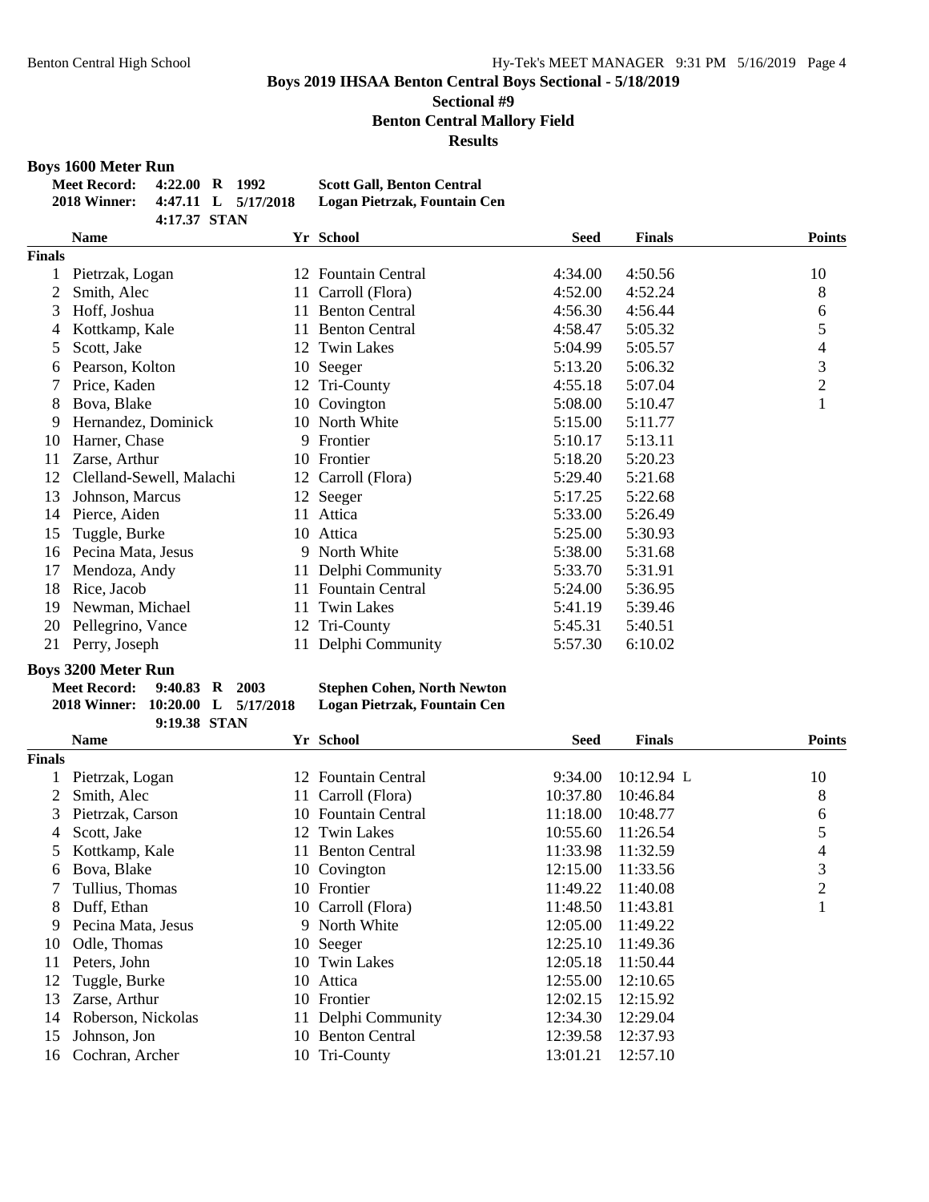## Boys 2019 IHSAA Benton Central Boys Sectional - 5/18/2019

### Sectional #9

### Benton Central Mallory Field

### Results

**Boys 1600 Meter Run**

| | | | | |
|---|---|---|---|---|
| **Meet Record:** | **4:22.00** | **R** | **1992** | **Scott Gall, Benton Central** |
| **2018 Winner:** | **4:47.11** | **L** | **5/17/2018** | **Logan Pietrzak, Fountain Cen** |
| | **4:17.37** | **STAN** | | |

| | Name | Yr | School | Seed | Finals | Points |
|---|---|---|---|---|---|---|
| **Finals** | | | | | | |
| 1 | Pietrzak, Logan | 12 | Fountain Central | 4:34.00 | 4:50.56 | 10 |
| 2 | Smith, Alec | 11 | Carroll (Flora) | 4:52.00 | 4:52.24 | 8 |
| 3 | Hoff, Joshua | 11 | Benton Central | 4:56.30 | 4:56.44 | 6 |
| 4 | Kottkamp, Kale | 11 | Benton Central | 4:58.47 | 5:05.32 | 5 |
| 5 | Scott, Jake | 12 | Twin Lakes | 5:04.99 | 5:05.57 | 4 |
| 6 | Pearson, Kolton | 10 | Seeger | 5:13.20 | 5:06.32 | 3 |
| 7 | Price, Kaden | 12 | Tri-County | 4:55.18 | 5:07.04 | 2 |
| 8 | Bova, Blake | 10 | Covington | 5:08.00 | 5:10.47 | 1 |
| 9 | Hernandez, Dominick | 10 | North White | 5:15.00 | 5:11.77 | |
| 10 | Harner, Chase | 9 | Frontier | 5:10.17 | 5:13.11 | |
| 11 | Zarse, Arthur | 10 | Frontier | 5:18.20 | 5:20.23 | |
| 12 | Clelland-Sewell, Malachi | 12 | Carroll (Flora) | 5:29.40 | 5:21.68 | |
| 13 | Johnson, Marcus | 12 | Seeger | 5:17.25 | 5:22.68 | |
| 14 | Pierce, Aiden | 11 | Attica | 5:33.00 | 5:26.49 | |
| 15 | Tuggle, Burke | 10 | Attica | 5:25.00 | 5:30.93 | |
| 16 | Pecina Mata, Jesus | 9 | North White | 5:38.00 | 5:31.68 | |
| 17 | Mendoza, Andy | 11 | Delphi Community | 5:33.70 | 5:31.91 | |
| 18 | Rice, Jacob | 11 | Fountain Central | 5:24.00 | 5:36.95 | |
| 19 | Newman, Michael | 11 | Twin Lakes | 5:41.19 | 5:39.46 | |
| 20 | Pellegrino, Vance | 12 | Tri-County | 5:45.31 | 5:40.51 | |
| 21 | Perry, Joseph | 11 | Delphi Community | 5:57.30 | 6:10.02 | |

**Boys 3200 Meter Run**

| | | | | |
|---|---|---|---|---|
| **Meet Record:** | **9:40.83** | **R** | **2003** | **Stephen Cohen, North Newton** |
| **2018 Winner:** | **10:20.00** | **L** | **5/17/2018** | **Logan Pietrzak, Fountain Cen** |
| | **9:19.38** | **STAN** | | |

| | Name | Yr | School | Seed | Finals | Points |
|---|---|---|---|---|---|---|
| **Finals** | | | | | | |
| 1 | Pietrzak, Logan | 12 | Fountain Central | 9:34.00 | 10:12.94 L | 10 |
| 2 | Smith, Alec | 11 | Carroll (Flora) | 10:37.80 | 10:46.84 | 8 |
| 3 | Pietrzak, Carson | 10 | Fountain Central | 11:18.00 | 10:48.77 | 6 |
| 4 | Scott, Jake | 12 | Twin Lakes | 10:55.60 | 11:26.54 | 5 |
| 5 | Kottkamp, Kale | 11 | Benton Central | 11:33.98 | 11:32.59 | 4 |
| 6 | Bova, Blake | 10 | Covington | 12:15.00 | 11:33.56 | 3 |
| 7 | Tullius, Thomas | 10 | Frontier | 11:49.22 | 11:40.08 | 2 |
| 8 | Duff, Ethan | 10 | Carroll (Flora) | 11:48.50 | 11:43.81 | 1 |
| 9 | Pecina Mata, Jesus | 9 | North White | 12:05.00 | 11:49.22 | |
| 10 | Odle, Thomas | 10 | Seeger | 12:25.10 | 11:49.36 | |
| 11 | Peters, John | 10 | Twin Lakes | 12:05.18 | 11:50.44 | |
| 12 | Tuggle, Burke | 10 | Attica | 12:55.00 | 12:10.65 | |
| 13 | Zarse, Arthur | 10 | Frontier | 12:02.15 | 12:15.92 | |
| 14 | Roberson, Nickolas | 11 | Delphi Community | 12:34.30 | 12:29.04 | |
| 15 | Johnson, Jon | 10 | Benton Central | 12:39.58 | 12:37.93 | |
| 16 | Cochran, Archer | 10 | Tri-County | 13:01.21 | 12:57.10 | |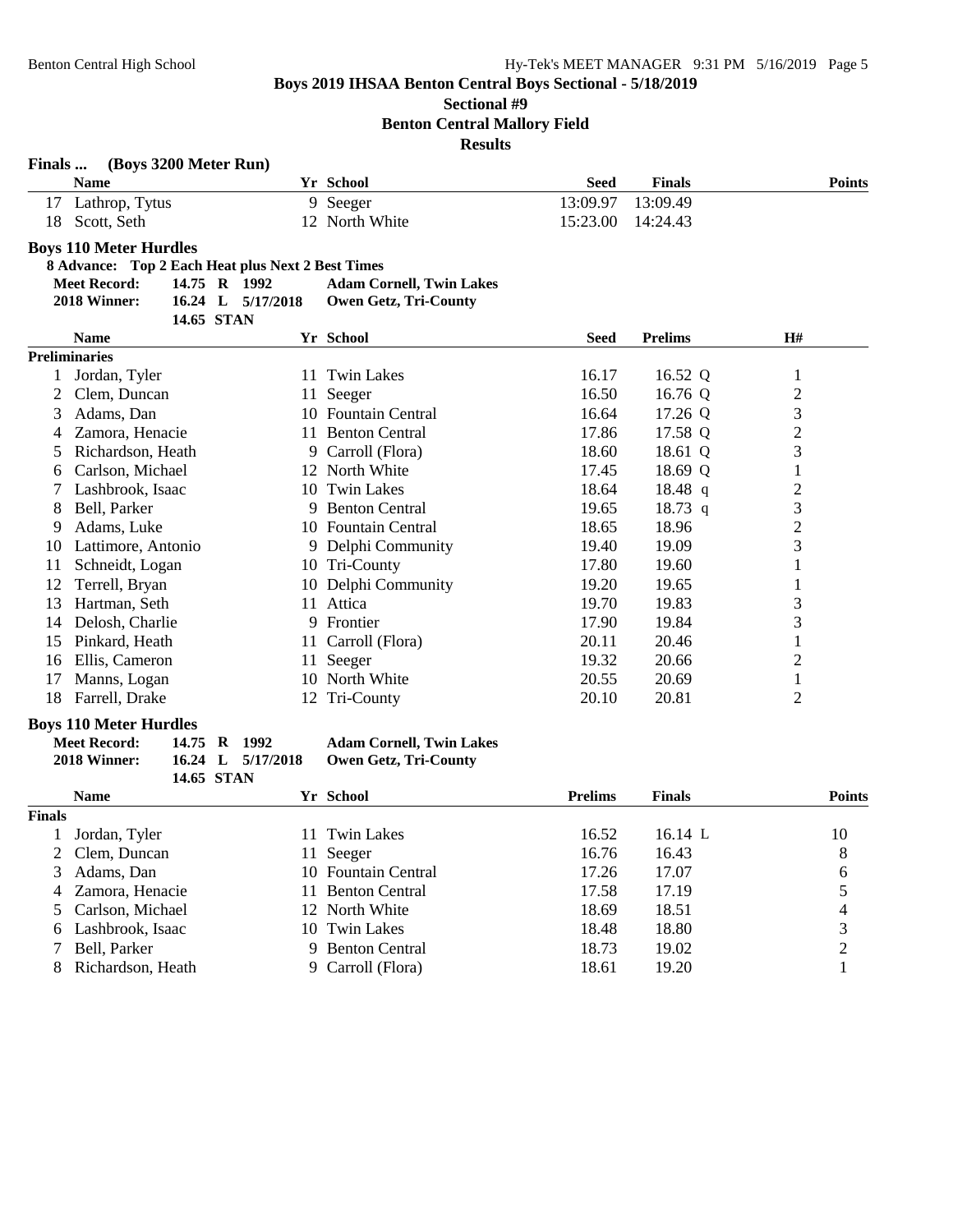**Boys 2019 IHSAA Benton Central Boys Sectional - 5/18/2019**

**Sectional #9**

**Benton Central Mallory Field**

**Results**

**Finals ... (Boys 3200 Meter Run)**

| | Name | Yr | School | Seed | Finals | Points |
|---|---|---|---|---|---|---|
| 17 | Lathrop, Tytus | 9 | Seeger | 13:09.97 | 13:09.49 | |
| 18 | Scott, Seth | 12 | North White | 15:23.00 | 14:24.43 | |

**Boys 110 Meter Hurdles**

**8 Advance: Top 2 Each Heat plus Next 2 Best Times**

**Meet Record:** 14.75 R 1992 **Adam Cornell, Twin Lakes**
**2018 Winner:** 16.24 L 5/17/2018 **Owen Getz, Tri-County**
14.65 STAN

| | Name | Yr | School | Seed | Prelims | | H# |
|---|---|---|---|---|---|---|---|
| **Preliminaries** | | | | | | | |
| 1 | Jordan, Tyler | 11 | Twin Lakes | 16.17 | 16.52 | Q | 1 |
| 2 | Clem, Duncan | 11 | Seeger | 16.50 | 16.76 | Q | 2 |
| 3 | Adams, Dan | 10 | Fountain Central | 16.64 | 17.26 | Q | 3 |
| 4 | Zamora, Henacie | 11 | Benton Central | 17.86 | 17.58 | Q | 2 |
| 5 | Richardson, Heath | 9 | Carroll (Flora) | 18.60 | 18.61 | Q | 3 |
| 6 | Carlson, Michael | 12 | North White | 17.45 | 18.69 | Q | 1 |
| 7 | Lashbrook, Isaac | 10 | Twin Lakes | 18.64 | 18.48 | q | 2 |
| 8 | Bell, Parker | 9 | Benton Central | 19.65 | 18.73 | q | 3 |
| 9 | Adams, Luke | 10 | Fountain Central | 18.65 | 18.96 | | 2 |
| 10 | Lattimore, Antonio | 9 | Delphi Community | 19.40 | 19.09 | | 3 |
| 11 | Schneidt, Logan | 10 | Tri-County | 17.80 | 19.60 | | 1 |
| 12 | Terrell, Bryan | 10 | Delphi Community | 19.20 | 19.65 | | 1 |
| 13 | Hartman, Seth | 11 | Attica | 19.70 | 19.83 | | 3 |
| 14 | Delosh, Charlie | 9 | Frontier | 17.90 | 19.84 | | 3 |
| 15 | Pinkard, Heath | 11 | Carroll (Flora) | 20.11 | 20.46 | | 1 |
| 16 | Ellis, Cameron | 11 | Seeger | 19.32 | 20.66 | | 2 |
| 17 | Manns, Logan | 10 | North White | 20.55 | 20.69 | | 1 |
| 18 | Farrell, Drake | 12 | Tri-County | 20.10 | 20.81 | | 2 |

**Boys 110 Meter Hurdles**

**Meet Record:** 14.75 R 1992 **Adam Cornell, Twin Lakes**
**2018 Winner:** 16.24 L 5/17/2018 **Owen Getz, Tri-County**
14.65 STAN

| | Name | Yr | School | Prelims | Finals | | Points |
|---|---|---|---|---|---|---|---|
| **Finals** | | | | | | | |
| 1 | Jordan, Tyler | 11 | Twin Lakes | 16.52 | 16.14 | L | 10 |
| 2 | Clem, Duncan | 11 | Seeger | 16.76 | 16.43 | | 8 |
| 3 | Adams, Dan | 10 | Fountain Central | 17.26 | 17.07 | | 6 |
| 4 | Zamora, Henacie | 11 | Benton Central | 17.58 | 17.19 | | 5 |
| 5 | Carlson, Michael | 12 | North White | 18.69 | 18.51 | | 4 |
| 6 | Lashbrook, Isaac | 10 | Twin Lakes | 18.48 | 18.80 | | 3 |
| 7 | Bell, Parker | 9 | Benton Central | 18.73 | 19.02 | | 2 |
| 8 | Richardson, Heath | 9 | Carroll (Flora) | 18.61 | 19.20 | | 1 |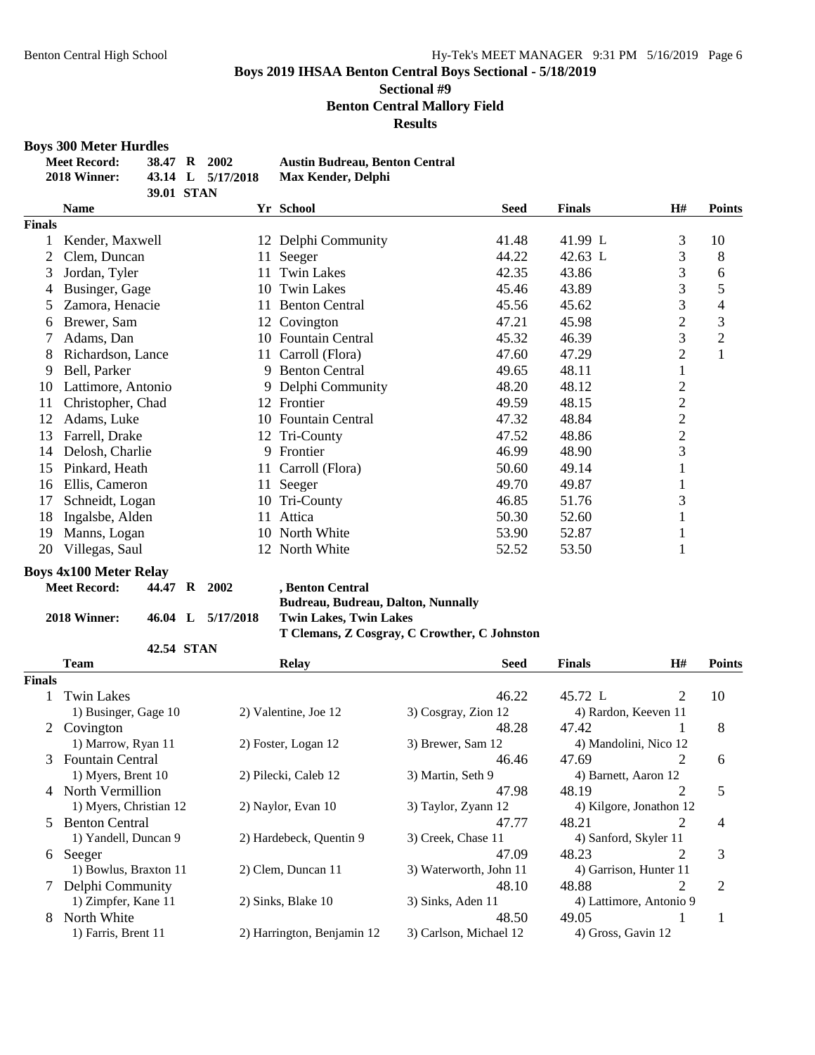Boys 2019 IHSAA Benton Central Boys Sectional - 5/18/2019

Sectional #9

Benton Central Mallory Field

Results

## Boys 300 Meter Hurdles

| | | | | |
|---|---|---|---|---|
| **Meet Record:** | 38.47 | R | 2002 | Austin Budreau, Benton Central |
| **2018 Winner:** | 43.14 | L | 5/17/2018 | Max Kender, Delphi |
| | 39.01 | STAN | | |

**Finals**

| | Name | Yr | School | Seed | Finals | H# | Points |
|---|---|---|---|---|---|---|---|
| 1 | Kender, Maxwell | 12 | Delphi Community | 41.48 | 41.99 L | 3 | 10 |
| 2 | Clem, Duncan | 11 | Seeger | 44.22 | 42.63 L | 3 | 8 |
| 3 | Jordan, Tyler | 11 | Twin Lakes | 42.35 | 43.86 | 3 | 6 |
| 4 | Businger, Gage | 10 | Twin Lakes | 45.46 | 43.89 | 3 | 5 |
| 5 | Zamora, Henacie | 11 | Benton Central | 45.56 | 45.62 | 3 | 4 |
| 6 | Brewer, Sam | 12 | Covington | 47.21 | 45.98 | 2 | 3 |
| 7 | Adams, Dan | 10 | Fountain Central | 45.32 | 46.39 | 3 | 2 |
| 8 | Richardson, Lance | 11 | Carroll (Flora) | 47.60 | 47.29 | 2 | 1 |
| 9 | Bell, Parker | 9 | Benton Central | 49.65 | 48.11 | 1 | |
| 10 | Lattimore, Antonio | 9 | Delphi Community | 48.20 | 48.12 | 2 | |
| 11 | Christopher, Chad | 12 | Frontier | 49.59 | 48.15 | 2 | |
| 12 | Adams, Luke | 10 | Fountain Central | 47.32 | 48.84 | 2 | |
| 13 | Farrell, Drake | 12 | Tri-County | 47.52 | 48.86 | 2 | |
| 14 | Delosh, Charlie | 9 | Frontier | 46.99 | 48.90 | 3 | |
| 15 | Pinkard, Heath | 11 | Carroll (Flora) | 50.60 | 49.14 | 1 | |
| 16 | Ellis, Cameron | 11 | Seeger | 49.70 | 49.87 | 1 | |
| 17 | Schneidt, Logan | 10 | Tri-County | 46.85 | 51.76 | 3 | |
| 18 | Ingalsbe, Alden | 11 | Attica | 50.30 | 52.60 | 1 | |
| 19 | Manns, Logan | 10 | North White | 53.90 | 52.87 | 1 | |
| 20 | Villegas, Saul | 12 | North White | 52.52 | 53.50 | 1 | |

## Boys 4x100 Meter Relay

| | | | | |
|---|---|---|---|---|
| **Meet Record:** | 44.47 | R | 2002 | , Benton Central |
| | | | | Budreau, Budreau, Dalton, Nunnally |
| **2018 Winner:** | 46.04 | L | 5/17/2018 | Twin Lakes, Twin Lakes |
| | | | | T Clemans, Z Cosgray, C Crowther, C Johnston |
| | 42.54 | STAN | | |

**Finals**

| | Team | Relay | Seed | Finals | H# | Points |
|---|---|---|---|---|---|---|
| 1 | Twin Lakes | | 46.22 | 45.72 L | 2 | 10 |
| | 1) Businger, Gage 10 | 2) Valentine, Joe 12 | 3) Cosgray, Zion 12 | 4) Rardon, Keeven 11 | | |
| 2 | Covington | | 48.28 | 47.42 | 1 | 8 |
| | 1) Marrow, Ryan 11 | 2) Foster, Logan 12 | 3) Brewer, Sam 12 | 4) Mandolini, Nico 12 | | |
| 3 | Fountain Central | | 46.46 | 47.69 | 2 | 6 |
| | 1) Myers, Brent 10 | 2) Pilecki, Caleb 12 | 3) Martin, Seth 9 | 4) Barnett, Aaron 12 | | |
| 4 | North Vermillion | | 47.98 | 48.19 | 2 | 5 |
| | 1) Myers, Christian 12 | 2) Naylor, Evan 10 | 3) Taylor, Zyann 12 | 4) Kilgore, Jonathon 12 | | |
| 5 | Benton Central | | 47.77 | 48.21 | 2 | 4 |
| | 1) Yandell, Duncan 9 | 2) Hardebeck, Quentin 9 | 3) Creek, Chase 11 | 4) Sanford, Skyler 11 | | |
| 6 | Seeger | | 47.09 | 48.23 | 2 | 3 |
| | 1) Bowlus, Braxton 11 | 2) Clem, Duncan 11 | 3) Waterworth, John 11 | 4) Garrison, Hunter 11 | | |
| 7 | Delphi Community | | 48.10 | 48.88 | 2 | 2 |
| | 1) Zimpfer, Kane 11 | 2) Sinks, Blake 10 | 3) Sinks, Aden 11 | 4) Lattimore, Antonio 9 | | |
| 8 | North White | | 48.50 | 49.05 | 1 | 1 |
| | 1) Farris, Brent 11 | 2) Harrington, Benjamin 12 | 3) Carlson, Michael 12 | 4) Gross, Gavin 12 | | |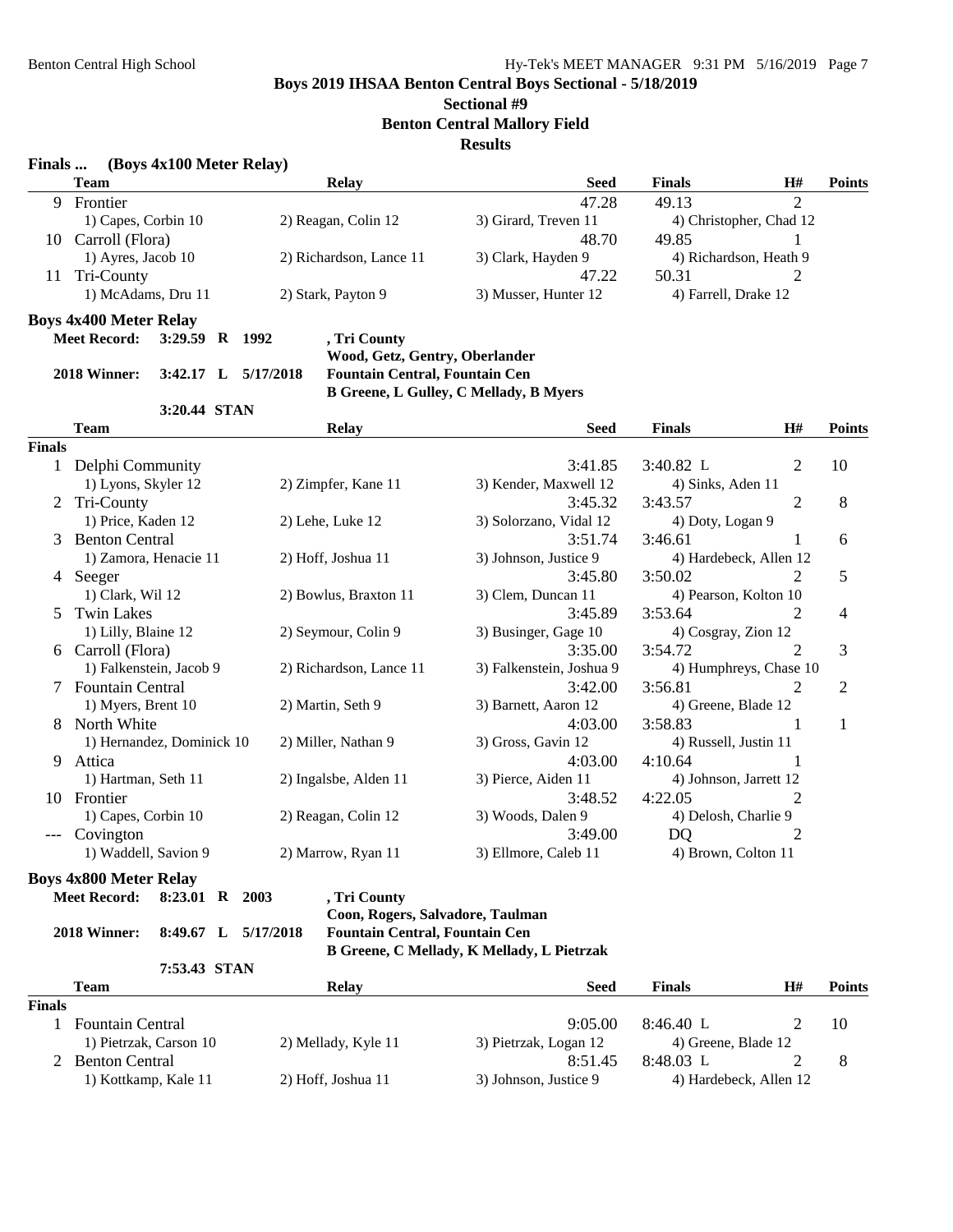## Boys 2019 IHSAA Benton Central Boys Sectional - 5/18/2019

### Sectional #9

### Benton Central Mallory Field

### Results

**Finals ... (Boys 4x100 Meter Relay)**

| | Team | Relay | | Seed | Finals | H# | Points |
|---|---|---|---|---|---|---|---|
| 9 | Frontier | | | 47.28 | 49.13 | 2 | |
| | 1) Capes, Corbin 10 | 2) Reagan, Colin 12 | 3) Girard, Treven 11 | 4) Christopher, Chad 12 | | | |
| 10 | Carroll (Flora) | | | 48.70 | 49.85 | 1 | |
| | 1) Ayres, Jacob 10 | 2) Richardson, Lance 11 | 3) Clark, Hayden 9 | 4) Richardson, Heath 9 | | | |
| 11 | Tri-County | | | 47.22 | 50.31 | 2 | |
| | 1) McAdams, Dru 11 | 2) Stark, Payton 9 | 3) Musser, Hunter 12 | 4) Farrell, Drake 12 | | | |

### Boys 4x400 Meter Relay

**Meet Record:** 3:29.59 R 1992 , Tri County — Wood, Getz, Gentry, Oberlander

**2018 Winner:** 3:42.17 L 5/17/2018 Fountain Central, Fountain Cen — B Greene, L Gulley, C Mellady, B Myers

3:20.44 STAN

| | Team | Relay | | Seed | Finals | H# | Points |
|---|---|---|---|---|---|---|---|
| **Finals** | | | | | | | |
| 1 | Delphi Community | | | 3:41.85 | 3:40.82 L | 2 | 10 |
| | 1) Lyons, Skyler 12 | 2) Zimpfer, Kane 11 | 3) Kender, Maxwell 12 | 4) Sinks, Aden 11 | | | |
| 2 | Tri-County | | | 3:45.32 | 3:43.57 | 2 | 8 |
| | 1) Price, Kaden 12 | 2) Lehe, Luke 12 | 3) Solorzano, Vidal 12 | 4) Doty, Logan 9 | | | |
| 3 | Benton Central | | | 3:51.74 | 3:46.61 | 1 | 6 |
| | 1) Zamora, Henacie 11 | 2) Hoff, Joshua 11 | 3) Johnson, Justice 9 | 4) Hardebeck, Allen 12 | | | |
| 4 | Seeger | | | 3:45.80 | 3:50.02 | 2 | 5 |
| | 1) Clark, Wil 12 | 2) Bowlus, Braxton 11 | 3) Clem, Duncan 11 | 4) Pearson, Kolton 10 | | | |
| 5 | Twin Lakes | | | 3:45.89 | 3:53.64 | 2 | 4 |
| | 1) Lilly, Blaine 12 | 2) Seymour, Colin 9 | 3) Businger, Gage 10 | 4) Cosgray, Zion 12 | | | |
| 6 | Carroll (Flora) | | | 3:35.00 | 3:54.72 | 2 | 3 |
| | 1) Falkenstein, Jacob 9 | 2) Richardson, Lance 11 | 3) Falkenstein, Joshua 9 | 4) Humphreys, Chase 10 | | | |
| 7 | Fountain Central | | | 3:42.00 | 3:56.81 | 2 | 2 |
| | 1) Myers, Brent 10 | 2) Martin, Seth 9 | 3) Barnett, Aaron 12 | 4) Greene, Blade 12 | | | |
| 8 | North White | | | 4:03.00 | 3:58.83 | 1 | 1 |
| | 1) Hernandez, Dominick 10 | 2) Miller, Nathan 9 | 3) Gross, Gavin 12 | 4) Russell, Justin 11 | | | |
| 9 | Attica | | | 4:03.00 | 4:10.64 | 1 | |
| | 1) Hartman, Seth 11 | 2) Ingalsbe, Alden 11 | 3) Pierce, Aiden 11 | 4) Johnson, Jarrett 12 | | | |
| 10 | Frontier | | | 3:48.52 | 4:22.05 | 2 | |
| | 1) Capes, Corbin 10 | 2) Reagan, Colin 12 | 3) Woods, Dalen 9 | 4) Delosh, Charlie 9 | | | |
| --- | Covington | | | 3:49.00 | DQ | 2 | |
| | 1) Waddell, Savion 9 | 2) Marrow, Ryan 11 | 3) Ellmore, Caleb 11 | 4) Brown, Colton 11 | | | |

### Boys 4x800 Meter Relay

**Meet Record:** 8:23.01 R 2003 , Tri County — Coon, Rogers, Salvadore, Taulman

**2018 Winner:** 8:49.67 L 5/17/2018 Fountain Central, Fountain Cen — B Greene, C Mellady, K Mellady, L Pietrzak

7:53.43 STAN

| | Team | Relay | | Seed | Finals | H# | Points |
|---|---|---|---|---|---|---|---|
| **Finals** | | | | | | | |
| 1 | Fountain Central | | | 9:05.00 | 8:46.40 L | 2 | 10 |
| | 1) Pietrzak, Carson 10 | 2) Mellady, Kyle 11 | 3) Pietrzak, Logan 12 | 4) Greene, Blade 12 | | | |
| 2 | Benton Central | | | 8:51.45 | 8:48.03 L | 2 | 8 |
| | 1) Kottkamp, Kale 11 | 2) Hoff, Joshua 11 | 3) Johnson, Justice 9 | 4) Hardebeck, Allen 12 | | | |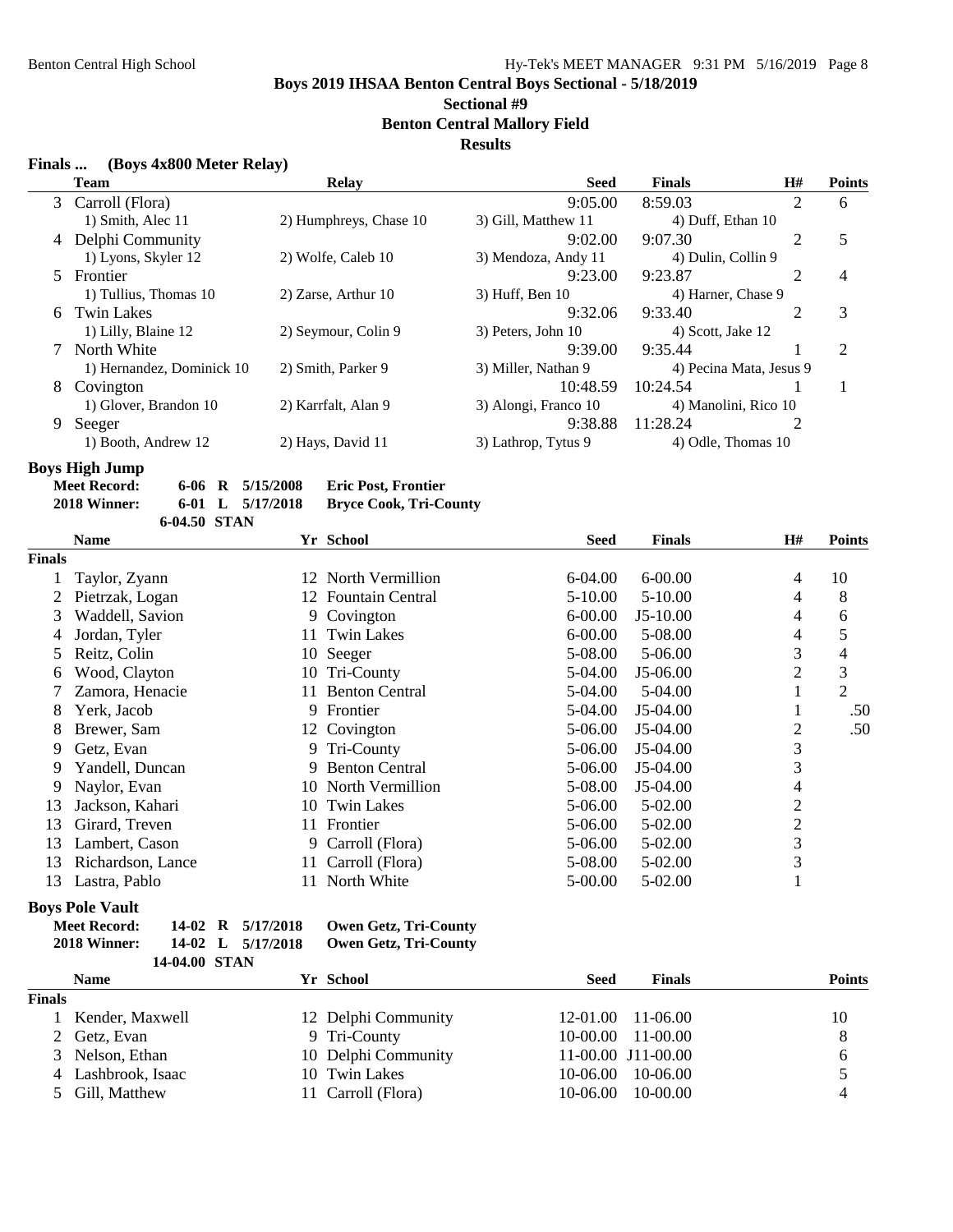**Boys 2019 IHSAA Benton Central Boys Sectional - 5/18/2019**

**Sectional #9**

**Benton Central Mallory Field**

**Results**

### Finals ... (Boys 4x800 Meter Relay)

| | Team | Relay | Seed | Finals | H# | Points |
|---|---|---|---|---|---|---|
| 3 | Carroll (Flora) | | 9:05.00 | 8:59.03 | 2 | 6 |
| | 1) Smith, Alec 11 | 2) Humphreys, Chase 10 | 3) Gill, Matthew 11 | 4) Duff, Ethan 10 | | |
| 4 | Delphi Community | | 9:02.00 | 9:07.30 | 2 | 5 |
| | 1) Lyons, Skyler 12 | 2) Wolfe, Caleb 10 | 3) Mendoza, Andy 11 | 4) Dulin, Collin 9 | | |
| 5 | Frontier | | 9:23.00 | 9:23.87 | 2 | 4 |
| | 1) Tullius, Thomas 10 | 2) Zarse, Arthur 10 | 3) Huff, Ben 10 | 4) Harner, Chase 9 | | |
| 6 | Twin Lakes | | 9:32.06 | 9:33.40 | 2 | 3 |
| | 1) Lilly, Blaine 12 | 2) Seymour, Colin 9 | 3) Peters, John 10 | 4) Scott, Jake 12 | | |
| 7 | North White | | 9:39.00 | 9:35.44 | 1 | 2 |
| | 1) Hernandez, Dominick 10 | 2) Smith, Parker 9 | 3) Miller, Nathan 9 | 4) Pecina Mata, Jesus 9 | | |
| 8 | Covington | | 10:48.59 | 10:24.54 | 1 | 1 |
| | 1) Glover, Brandon 10 | 2) Karrfalt, Alan 9 | 3) Alongi, Franco 10 | 4) Manolini, Rico 10 | | |
| 9 | Seeger | | 9:38.88 | 11:28.24 | 2 | |
| | 1) Booth, Andrew 12 | 2) Hays, David 11 | 3) Lathrop, Tytus 9 | 4) Odle, Thomas 10 | | |

### Boys High Jump

**Meet Record:** 6-06 R 5/15/2008 **Eric Post, Frontier**
**2018 Winner:** 6-01 L 5/17/2018 **Bryce Cook, Tri-County**
6-04.50 STAN

| | Name | Yr | School | Seed | Finals | H# | Points |
|---|---|---|---|---|---|---|---|
| **Finals** | | | | | | | |
| 1 | Taylor, Zyann | 12 | North Vermillion | 6-04.00 | 6-00.00 | 4 | 10 |
| 2 | Pietrzak, Logan | 12 | Fountain Central | 5-10.00 | 5-10.00 | 4 | 8 |
| 3 | Waddell, Savion | 9 | Covington | 6-00.00 | J5-10.00 | 4 | 6 |
| 4 | Jordan, Tyler | 11 | Twin Lakes | 6-00.00 | 5-08.00 | 4 | 5 |
| 5 | Reitz, Colin | 10 | Seeger | 5-08.00 | 5-06.00 | 3 | 4 |
| 6 | Wood, Clayton | 10 | Tri-County | 5-04.00 | J5-06.00 | 2 | 3 |
| 7 | Zamora, Henacie | 11 | Benton Central | 5-04.00 | 5-04.00 | 1 | 2 |
| 8 | Yerk, Jacob | 9 | Frontier | 5-04.00 | J5-04.00 | 1 | .50 |
| 8 | Brewer, Sam | 12 | Covington | 5-06.00 | J5-04.00 | 2 | .50 |
| 9 | Getz, Evan | 9 | Tri-County | 5-06.00 | J5-04.00 | 3 | |
| 9 | Yandell, Duncan | 9 | Benton Central | 5-06.00 | J5-04.00 | 3 | |
| 9 | Naylor, Evan | 10 | North Vermillion | 5-08.00 | J5-04.00 | 4 | |
| 13 | Jackson, Kahari | 10 | Twin Lakes | 5-06.00 | 5-02.00 | 2 | |
| 13 | Girard, Treven | 11 | Frontier | 5-06.00 | 5-02.00 | 2 | |
| 13 | Lambert, Cason | 9 | Carroll (Flora) | 5-06.00 | 5-02.00 | 3 | |
| 13 | Richardson, Lance | 11 | Carroll (Flora) | 5-08.00 | 5-02.00 | 3 | |
| 13 | Lastra, Pablo | 11 | North White | 5-00.00 | 5-02.00 | 1 | |

### Boys Pole Vault

**Meet Record:** 14-02 R 5/17/2018 **Owen Getz, Tri-County**
**2018 Winner:** 14-02 L 5/17/2018 **Owen Getz, Tri-County**
14-04.00 STAN

| | Name | Yr | School | Seed | Finals | Points |
|---|---|---|---|---|---|---|
| **Finals** | | | | | | |
| 1 | Kender, Maxwell | 12 | Delphi Community | 12-01.00 | 11-06.00 | 10 |
| 2 | Getz, Evan | 9 | Tri-County | 10-00.00 | 11-00.00 | 8 |
| 3 | Nelson, Ethan | 10 | Delphi Community | 11-00.00 | J11-00.00 | 6 |
| 4 | Lashbrook, Isaac | 10 | Twin Lakes | 10-06.00 | 10-06.00 | 5 |
| 5 | Gill, Matthew | 11 | Carroll (Flora) | 10-06.00 | 10-00.00 | 4 |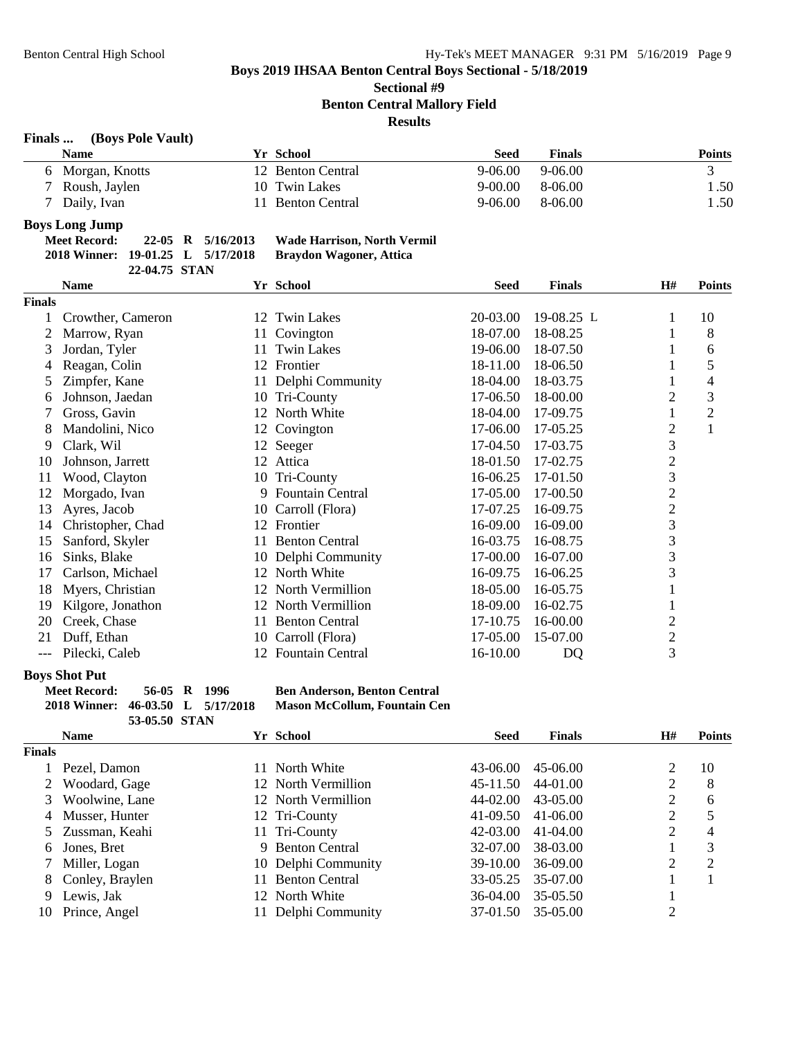**Boys 2019 IHSAA Benton Central Boys Sectional - 5/18/2019**

**Sectional #9**

**Benton Central Mallory Field**

**Results**

### Finals ... (Boys Pole Vault)

| | Name | Yr | School | Seed | Finals | Points |
|---|---|---|---|---|---|---|
| 6 | Morgan, Knotts | 12 | Benton Central | 9-06.00 | 9-06.00 | 3 |
| 7 | Roush, Jaylen | 10 | Twin Lakes | 9-00.00 | 8-06.00 | 1.50 |
| 7 | Daily, Ivan | 11 | Benton Central | 9-06.00 | 8-06.00 | 1.50 |

### Boys Long Jump

**Meet Record:** 22-05 R 5/16/2013 **Wade Harrison, North Vermil**
**2018 Winner:** 19-01.25 L 5/17/2018 **Braydon Wagoner, Attica**
22-04.75 STAN

| | Name | Yr | School | Seed | Finals | H# | Points |
|---|---|---|---|---|---|---|---|
| **Finals** | | | | | | | |
| 1 | Crowther, Cameron | 12 | Twin Lakes | 20-03.00 | 19-08.25 L | 1 | 10 |
| 2 | Marrow, Ryan | 11 | Covington | 18-07.00 | 18-08.25 | 1 | 8 |
| 3 | Jordan, Tyler | 11 | Twin Lakes | 19-06.00 | 18-07.50 | 1 | 6 |
| 4 | Reagan, Colin | 12 | Frontier | 18-11.00 | 18-06.50 | 1 | 5 |
| 5 | Zimpfer, Kane | 11 | Delphi Community | 18-04.00 | 18-03.75 | 1 | 4 |
| 6 | Johnson, Jaedan | 10 | Tri-County | 17-06.50 | 18-00.00 | 2 | 3 |
| 7 | Gross, Gavin | 12 | North White | 18-04.00 | 17-09.75 | 1 | 2 |
| 8 | Mandolini, Nico | 12 | Covington | 17-06.00 | 17-05.25 | 2 | 1 |
| 9 | Clark, Wil | 12 | Seeger | 17-04.50 | 17-03.75 | 3 | |
| 10 | Johnson, Jarrett | 12 | Attica | 18-01.50 | 17-02.75 | 2 | |
| 11 | Wood, Clayton | 10 | Tri-County | 16-06.25 | 17-01.50 | 3 | |
| 12 | Morgado, Ivan | 9 | Fountain Central | 17-05.00 | 17-00.50 | 2 | |
| 13 | Ayres, Jacob | 10 | Carroll (Flora) | 17-07.25 | 16-09.75 | 2 | |
| 14 | Christopher, Chad | 12 | Frontier | 16-09.00 | 16-09.00 | 3 | |
| 15 | Sanford, Skyler | 11 | Benton Central | 16-03.75 | 16-08.75 | 3 | |
| 16 | Sinks, Blake | 10 | Delphi Community | 17-00.00 | 16-07.00 | 3 | |
| 17 | Carlson, Michael | 12 | North White | 16-09.75 | 16-06.25 | 3 | |
| 18 | Myers, Christian | 12 | North Vermillion | 18-05.00 | 16-05.75 | 1 | |
| 19 | Kilgore, Jonathon | 12 | North Vermillion | 18-09.00 | 16-02.75 | 1 | |
| 20 | Creek, Chase | 11 | Benton Central | 17-10.75 | 16-00.00 | 2 | |
| 21 | Duff, Ethan | 10 | Carroll (Flora) | 17-05.00 | 15-07.00 | 2 | |
| --- | Pilecki, Caleb | 12 | Fountain Central | 16-10.00 | DQ | 3 | |

### Boys Shot Put

**Meet Record:** 56-05 R 1996 **Ben Anderson, Benton Central**
**2018 Winner:** 46-03.50 L 5/17/2018 **Mason McCollum, Fountain Cen**
53-05.50 STAN

| | Name | Yr | School | Seed | Finals | H# | Points |
|---|---|---|---|---|---|---|---|
| **Finals** | | | | | | | |
| 1 | Pezel, Damon | 11 | North White | 43-06.00 | 45-06.00 | 2 | 10 |
| 2 | Woodard, Gage | 12 | North Vermillion | 45-11.50 | 44-01.00 | 2 | 8 |
| 3 | Woolwine, Lane | 12 | North Vermillion | 44-02.00 | 43-05.00 | 2 | 6 |
| 4 | Musser, Hunter | 12 | Tri-County | 41-09.50 | 41-06.00 | 2 | 5 |
| 5 | Zussman, Keahi | 11 | Tri-County | 42-03.00 | 41-04.00 | 2 | 4 |
| 6 | Jones, Bret | 9 | Benton Central | 32-07.00 | 38-03.00 | 1 | 3 |
| 7 | Miller, Logan | 10 | Delphi Community | 39-10.00 | 36-09.00 | 2 | 2 |
| 8 | Conley, Braylen | 11 | Benton Central | 33-05.25 | 35-07.00 | 1 | 1 |
| 9 | Lewis, Jak | 12 | North White | 36-04.00 | 35-05.50 | 1 | |
| 10 | Prince, Angel | 11 | Delphi Community | 37-01.50 | 35-05.00 | 2 | |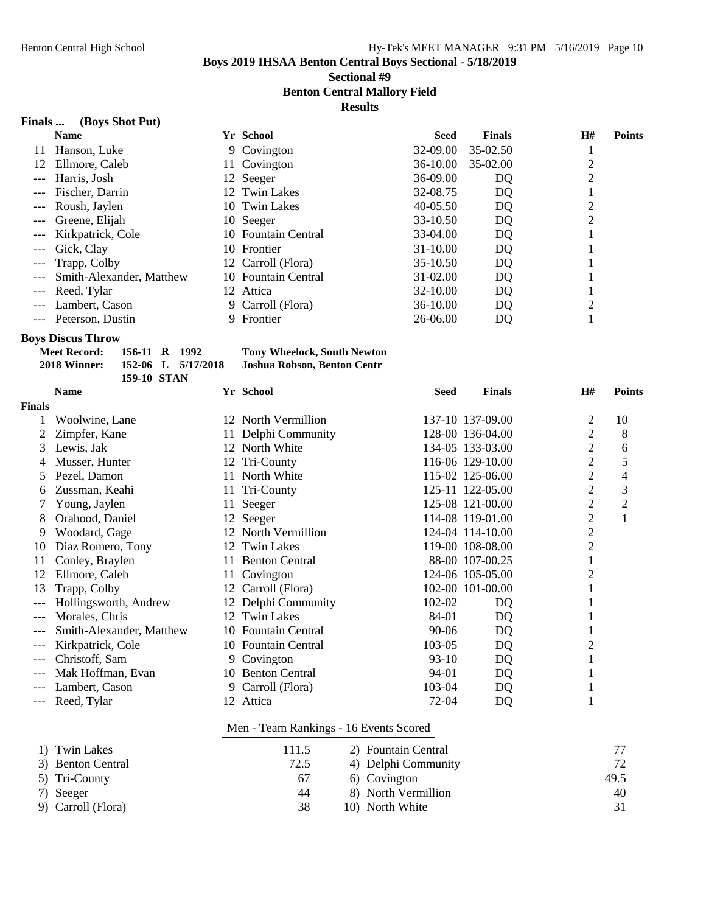## Boys 2019 IHSAA Benton Central Boys Sectional - 5/18/2019

### Sectional #9

### Benton Central Mallory Field

### Results

**Finals ... (Boys Shot Put)**

| | Name | Yr | School | Seed | Finals | H# | Points |
|---|---|---|---|---|---|---|---|
| 11 | Hanson, Luke | 9 | Covington | 32-09.00 | 35-02.50 | 1 | |
| 12 | Ellmore, Caleb | 11 | Covington | 36-10.00 | 35-02.00 | 2 | |
| --- | Harris, Josh | 12 | Seeger | 36-09.00 | DQ | 2 | |
| --- | Fischer, Darrin | 12 | Twin Lakes | 32-08.75 | DQ | 1 | |
| --- | Roush, Jaylen | 10 | Twin Lakes | 40-05.50 | DQ | 2 | |
| --- | Greene, Elijah | 10 | Seeger | 33-10.50 | DQ | 2 | |
| --- | Kirkpatrick, Cole | 10 | Fountain Central | 33-04.00 | DQ | 1 | |
| --- | Gick, Clay | 10 | Frontier | 31-10.00 | DQ | 1 | |
| --- | Trapp, Colby | 12 | Carroll (Flora) | 35-10.50 | DQ | 1 | |
| --- | Smith-Alexander, Matthew | 10 | Fountain Central | 31-02.00 | DQ | 1 | |
| --- | Reed, Tylar | 12 | Attica | 32-10.00 | DQ | 1 | |
| --- | Lambert, Cason | 9 | Carroll (Flora) | 36-10.00 | DQ | 2 | |
| --- | Peterson, Dustin | 9 | Frontier | 26-06.00 | DQ | 1 | |

**Boys Discus Throw**

| | | | |
|---|---|---|---|
| **Meet Record:** | **156-11 R** | **1992** | **Tony Wheelock, South Newton** |
| **2018 Winner:** | **152-06 L** | **5/17/2018** | **Joshua Robson, Benton Centr** |
| | **159-10 STAN** | | |

| | Name | Yr | School | Seed | Finals | H# | Points |
|---|---|---|---|---|---|---|---|
| **Finals** | | | | | | | |
| 1 | Woolwine, Lane | 12 | North Vermillion | 137-10 | 137-09.00 | 2 | 10 |
| 2 | Zimpfer, Kane | 11 | Delphi Community | 128-00 | 136-04.00 | 2 | 8 |
| 3 | Lewis, Jak | 12 | North White | 134-05 | 133-03.00 | 2 | 6 |
| 4 | Musser, Hunter | 12 | Tri-County | 116-06 | 129-10.00 | 2 | 5 |
| 5 | Pezel, Damon | 11 | North White | 115-02 | 125-06.00 | 2 | 4 |
| 6 | Zussman, Keahi | 11 | Tri-County | 125-11 | 122-05.00 | 2 | 3 |
| 7 | Young, Jaylen | 11 | Seeger | 125-08 | 121-00.00 | 2 | 2 |
| 8 | Orahood, Daniel | 12 | Seeger | 114-08 | 119-01.00 | 2 | 1 |
| 9 | Woodard, Gage | 12 | North Vermillion | 124-04 | 114-10.00 | 2 | |
| 10 | Diaz Romero, Tony | 12 | Twin Lakes | 119-00 | 108-08.00 | 2 | |
| 11 | Conley, Braylen | 11 | Benton Central | 88-00 | 107-00.25 | 1 | |
| 12 | Ellmore, Caleb | 11 | Covington | 124-06 | 105-05.00 | 2 | |
| 13 | Trapp, Colby | 12 | Carroll (Flora) | 102-00 | 101-00.00 | 1 | |
| --- | Hollingsworth, Andrew | 12 | Delphi Community | 102-02 | DQ | 1 | |
| --- | Morales, Chris | 12 | Twin Lakes | 84-01 | DQ | 1 | |
| --- | Smith-Alexander, Matthew | 10 | Fountain Central | 90-06 | DQ | 1 | |
| --- | Kirkpatrick, Cole | 10 | Fountain Central | 103-05 | DQ | 2 | |
| --- | Christoff, Sam | 9 | Covington | 93-10 | DQ | 1 | |
| --- | Mak Hoffman, Evan | 10 | Benton Central | 94-01 | DQ | 1 | |
| --- | Lambert, Cason | 9 | Carroll (Flora) | 103-04 | DQ | 1 | |
| --- | Reed, Tylar | 12 | Attica | 72-04 | DQ | 1 | |

**Men - Team Rankings - 16 Events Scored**

| Rank | Team | Points | Rank | Team | Points |
|---|---|---|---|---|---|
| 1) | Twin Lakes | 111.5 | 2) | Fountain Central | 77 |
| 3) | Benton Central | 72.5 | 4) | Delphi Community | 72 |
| 5) | Tri-County | 67 | 6) | Covington | 49.5 |
| 7) | Seeger | 44 | 8) | North Vermillion | 40 |
| 9) | Carroll (Flora) | 38 | 10) | North White | 31 |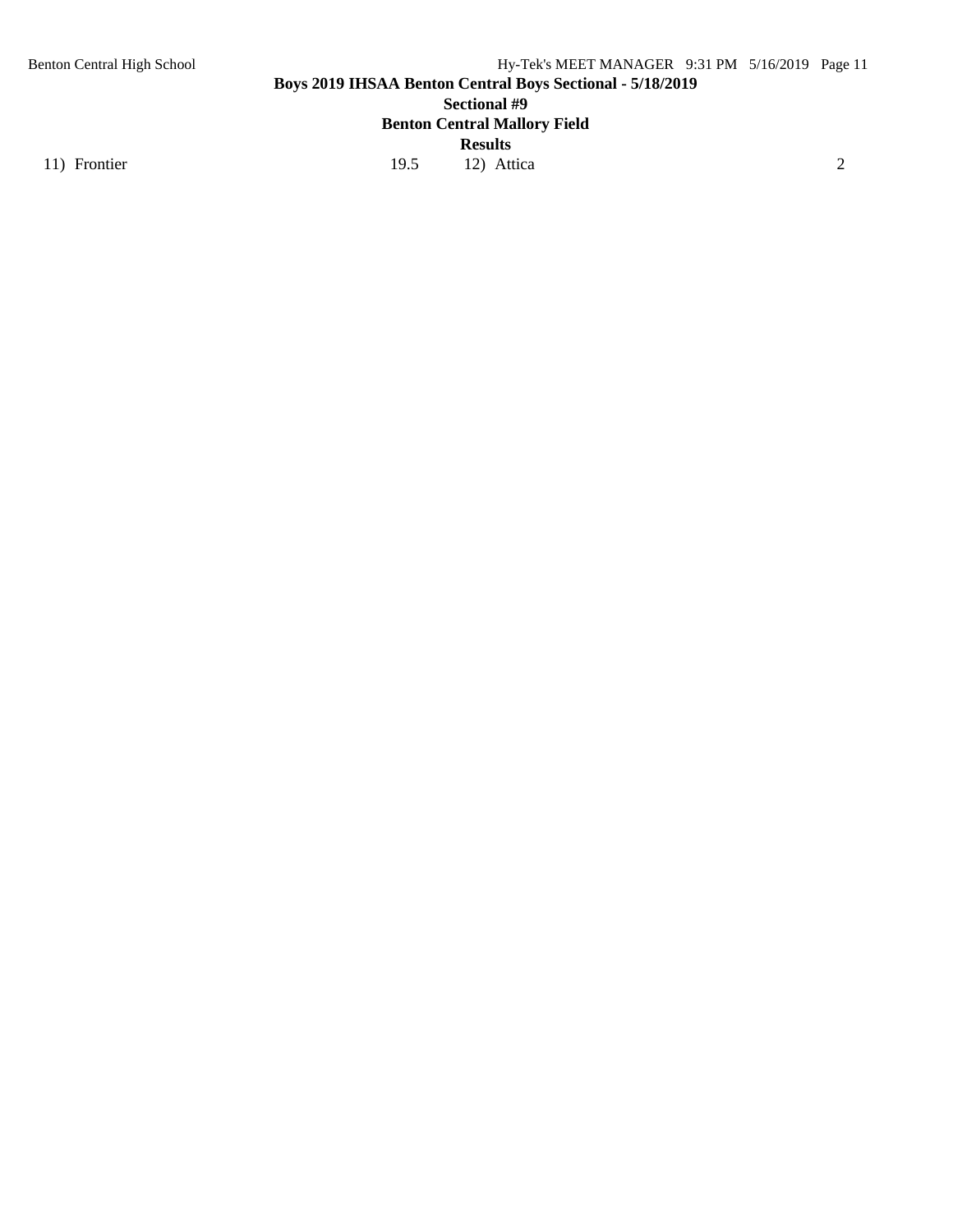11) Frontier 19.5 12) Attica 2